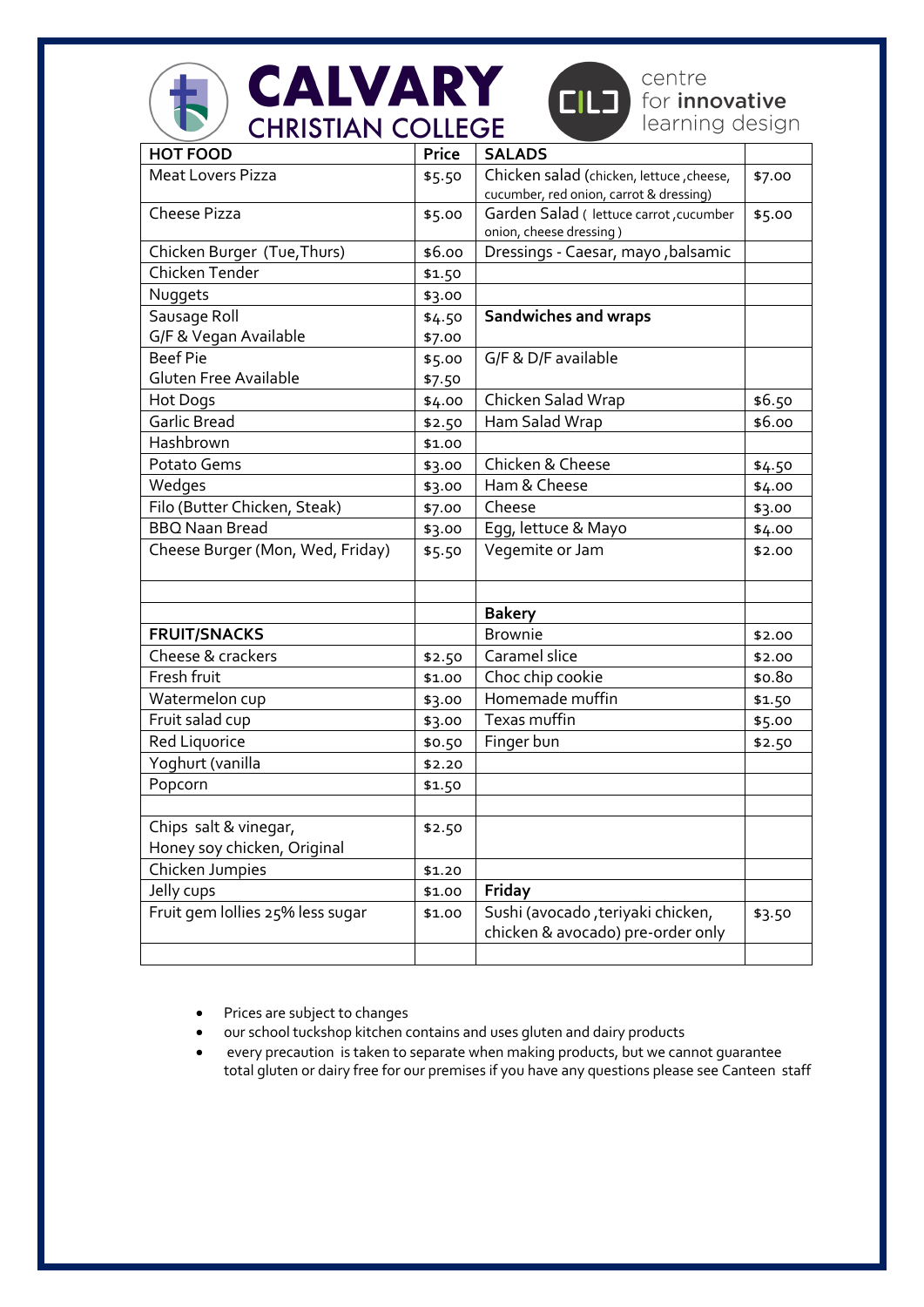# CALVARY CHRISTIAN COLLEGE

centre for **innovative** learning design

| **HOT FOOD** | **Price** | **SALADS** | |
|---|---|---|---|
| Meat Lovers Pizza | $5.50 | Chicken salad (chicken, lettuce ,cheese, cucumber, red onion, carrot & dressing) | $7.00 |
| Cheese Pizza | $5.00 | Garden Salad ( lettuce carrot ,cucumber onion, cheese dressing ) | $5.00 |
| Chicken Burger (Tue,Thurs) | $6.00 | Dressings - Caesar, mayo ,balsamic | |
| Chicken Tender | $1.50 | | |
| Nuggets | $3.00 | | |
| Sausage Roll<br>G/F & Vegan Available | $4.50<br>$7.00 | **Sandwiches and wraps** | |
| Beef Pie<br>Gluten Free Available | $5.00<br>$7.50 | G/F & D/F available | |
| Hot Dogs | $4.00 | Chicken Salad Wrap | $6.50 |
| Garlic Bread | $2.50 | Ham Salad Wrap | $6.00 |
| Hashbrown | $1.00 | | |
| Potato Gems | $3.00 | Chicken & Cheese | $4.50 |
| Wedges | $3.00 | Ham & Cheese | $4.00 |
| Filo (Butter Chicken, Steak) | $7.00 | Cheese | $3.00 |
| BBQ Naan Bread | $3.00 | Egg, lettuce & Mayo | $4.00 |
| Cheese Burger (Mon, Wed, Friday) | $5.50 | Vegemite or Jam | $2.00 |
| | | | |
| | | **Bakery** | |
| **FRUIT/SNACKS** | | Brownie | $2.00 |
| Cheese & crackers | $2.50 | Caramel slice | $2.00 |
| Fresh fruit | $1.00 | Choc chip cookie | $0.80 |
| Watermelon cup | $3.00 | Homemade muffin | $1.50 |
| Fruit salad cup | $3.00 | Texas muffin | $5.00 |
| Red Liquorice | $0.50 | Finger bun | $2.50 |
| Yoghurt (vanilla | $2.20 | | |
| Popcorn | $1.50 | | |
| | | | |
| Chips salt & vinegar,<br>Honey soy chicken, Original | $2.50 | | |
| Chicken Jumpies | $1.20 | | |
| Jelly cups | $1.00 | **Friday** | |
| Fruit gem lollies 25% less sugar | $1.00 | Sushi (avocado ,teriyaki chicken, chicken & avocado) pre-order only | $3.50 |
| | | | |

- Prices are subject to changes
- our school tuckshop kitchen contains and uses gluten and dairy products
- every precaution is taken to separate when making products, but we cannot guarantee total gluten or dairy free for our premises if you have any questions please see Canteen staff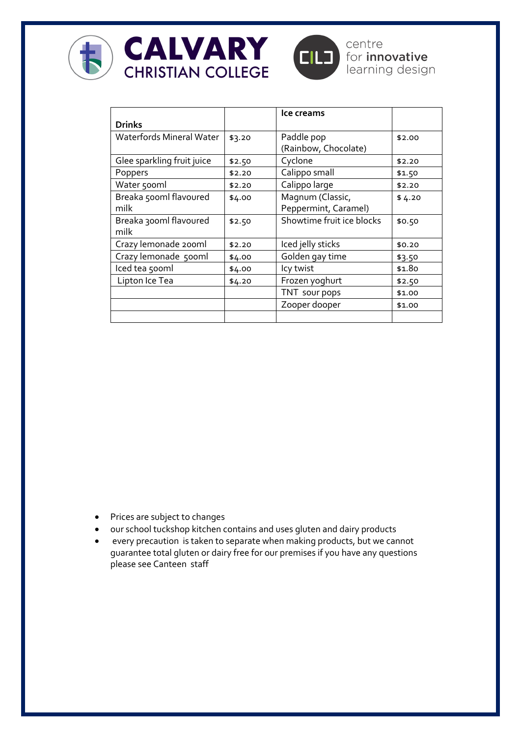CALVARY CHRISTIAN COLLEGE

centre for **innovative** learning design

| **Drinks** | | **Ice creams** | |
|---|---|---|---|
| Waterfords Mineral Water | $3.20 | Paddle pop (Rainbow, Chocolate) | $2.00 |
| Glee sparkling fruit juice | $2.50 | Cyclone | $2.20 |
| Poppers | $2.20 | Calippo small | $1.50 |
| Water 500ml | $2.20 | Calippo large | $2.20 |
| Breaka 500ml flavoured milk | $4.00 | Magnum (Classic, Peppermint, Caramel) | $ 4.20 |
| Breaka 300ml flavoured milk | $2.50 | Showtime fruit ice blocks | $0.50 |
| Crazy lemonade 200ml | $2.20 | Iced jelly sticks | $0.20 |
| Crazy lemonade 500ml | $4.00 | Golden gay time | $3.50 |
| Iced tea 500ml | $4.00 | Icy twist | $1.80 |
| Lipton Ice Tea | $4.20 | Frozen yoghurt | $2.50 |
| | | TNT sour pops | $1.00 |
| | | Zooper dooper | $1.00 |
| | | | |

- Prices are subject to changes
- our school tuckshop kitchen contains and uses gluten and dairy products
- every precaution is taken to separate when making products, but we cannot guarantee total gluten or dairy free for our premises if you have any questions please see Canteen staff